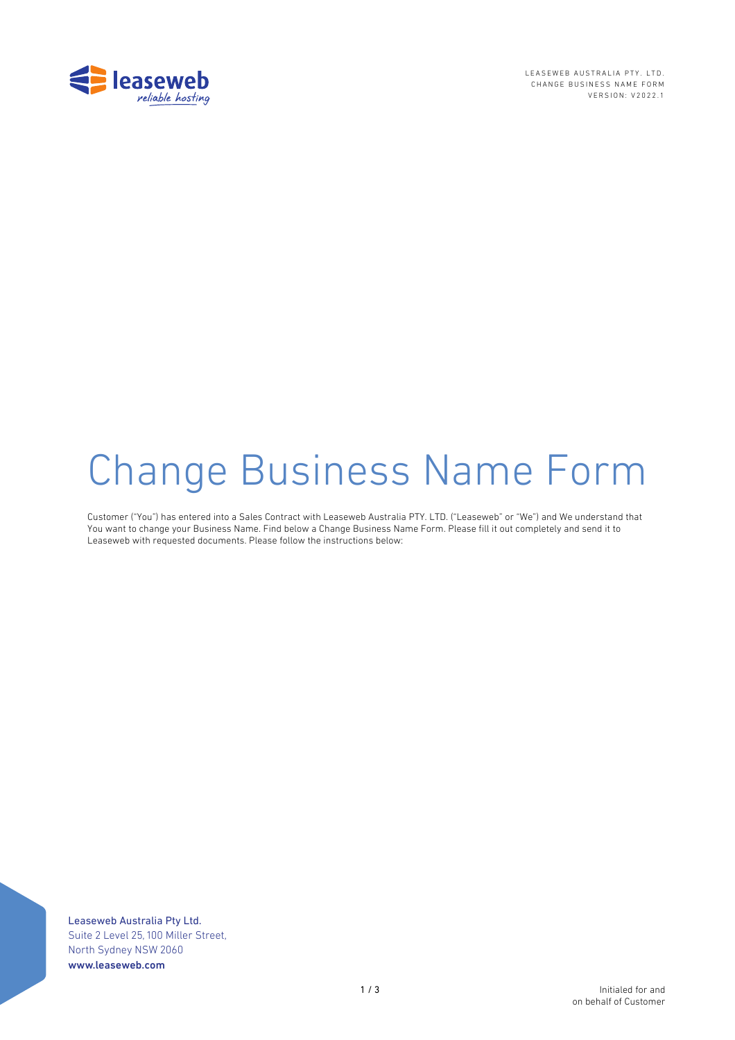# Change Business Name Form

Customer ("You") has entered into a Sales Contract with Leaseweb Australia PTY. LTD. ("Leaseweb" or "We") and We understand that You want to change your Business Name. Find below a Change Business Name Form. Please fill it out completely and send it to Leaseweb with requested documents. Please follow the instructions below:

Leaseweb Australia Pty Ltd.
Suite 2 Level 25, 100 Miller Street,
North Sydney NSW 2060
www.leaseweb.com

Initialed for and on behalf of Customer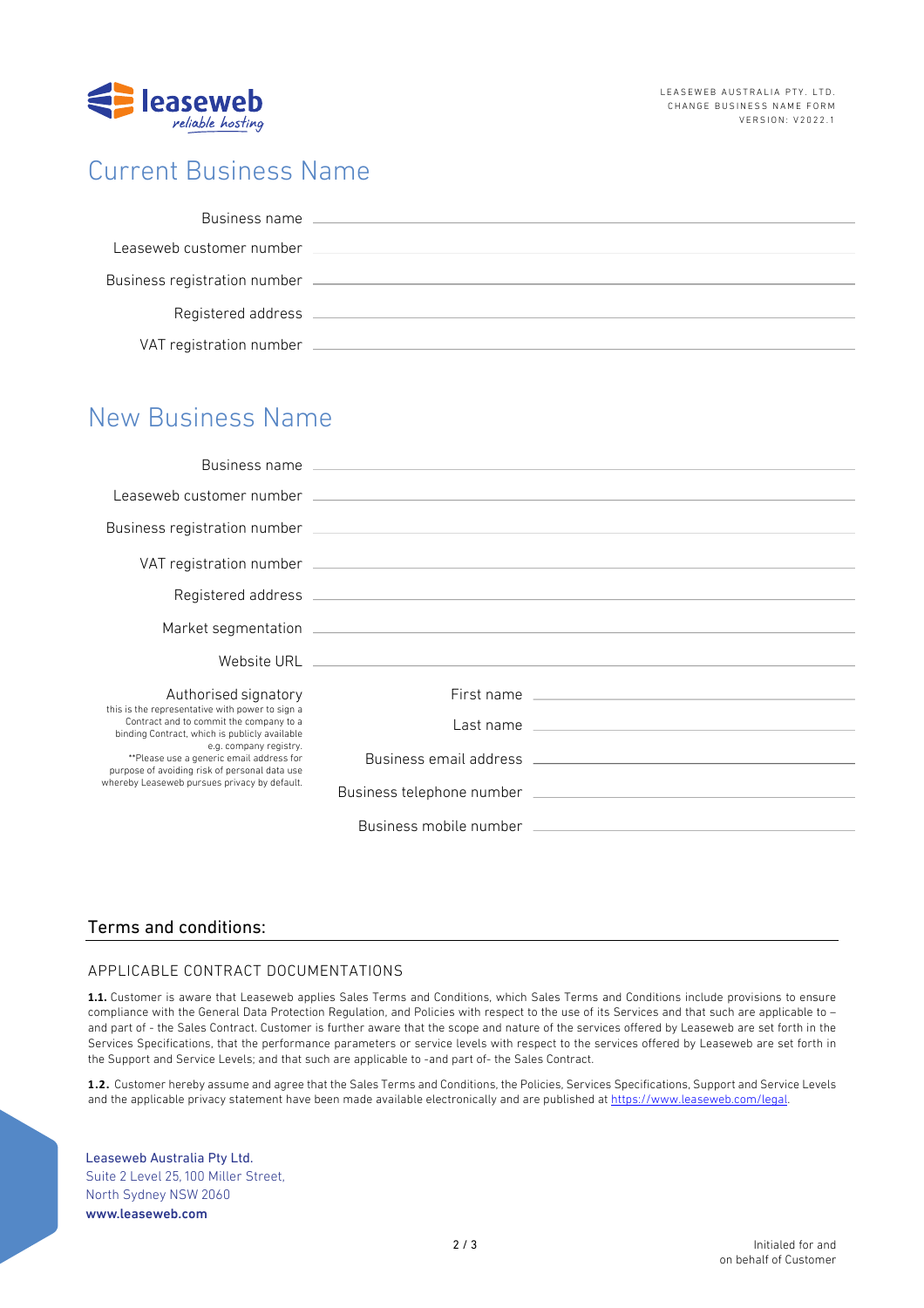# Current Business Name

Business name \_\_\_\_\_\_\_\_\_\_\_\_\_\_\_\_\_\_\_\_

Leaseweb customer number \_\_\_\_\_\_\_\_\_\_\_\_\_\_\_\_\_\_\_\_

Business registration number \_\_\_\_\_\_\_\_\_\_\_\_\_\_\_\_\_\_\_\_

Registered address \_\_\_\_\_\_\_\_\_\_\_\_\_\_\_\_\_\_\_\_

VAT registration number \_\_\_\_\_\_\_\_\_\_\_\_\_\_\_\_\_\_\_\_

# New Business Name

Business name \_\_\_\_\_\_\_\_\_\_\_\_\_\_\_\_\_\_\_\_

Leaseweb customer number \_\_\_\_\_\_\_\_\_\_\_\_\_\_\_\_\_\_\_\_

Business registration number \_\_\_\_\_\_\_\_\_\_\_\_\_\_\_\_\_\_\_\_

VAT registration number \_\_\_\_\_\_\_\_\_\_\_\_\_\_\_\_\_\_\_\_

Registered address \_\_\_\_\_\_\_\_\_\_\_\_\_\_\_\_\_\_\_\_

Market segmentation \_\_\_\_\_\_\_\_\_\_\_\_\_\_\_\_\_\_\_\_

Website URL \_\_\_\_\_\_\_\_\_\_\_\_\_\_\_\_\_\_\_\_

Authorised signatory
this is the representative with power to sign a Contract and to commit the company to a binding Contract, which is publicly available e.g. company registry.
**Please use a generic email address for purpose of avoiding risk of personal data use whereby Leaseweb pursues privacy by default.

First name \_\_\_\_\_\_\_\_\_\_\_\_\_\_\_\_\_\_\_\_

Last name \_\_\_\_\_\_\_\_\_\_\_\_\_\_\_\_\_\_\_\_

Business email address \_\_\_\_\_\_\_\_\_\_\_\_\_\_\_\_\_\_\_\_

Business telephone number \_\_\_\_\_\_\_\_\_\_\_\_\_\_\_\_\_\_\_\_

Business mobile number \_\_\_\_\_\_\_\_\_\_\_\_\_\_\_\_\_\_\_\_

## Terms and conditions:

### APPLICABLE CONTRACT DOCUMENTATIONS

**1.1.** Customer is aware that Leaseweb applies Sales Terms and Conditions, which Sales Terms and Conditions include provisions to ensure compliance with the General Data Protection Regulation, and Policies with respect to the use of its Services and that such are applicable to – and part of - the Sales Contract. Customer is further aware that the scope and nature of the services offered by Leaseweb are set forth in the Services Specifications, that the performance parameters or service levels with respect to the services offered by Leaseweb are set forth in the Support and Service Levels; and that such are applicable to -and part of- the Sales Contract.

**1.2.** Customer hereby assume and agree that the Sales Terms and Conditions, the Policies, Services Specifications, Support and Service Levels and the applicable privacy statement have been made available electronically and are published at https://www.leaseweb.com/legal.

Leaseweb Australia Pty Ltd.
Suite 2 Level 25, 100 Miller Street,
North Sydney NSW 2060
www.leaseweb.com

Initialed for and on behalf of Customer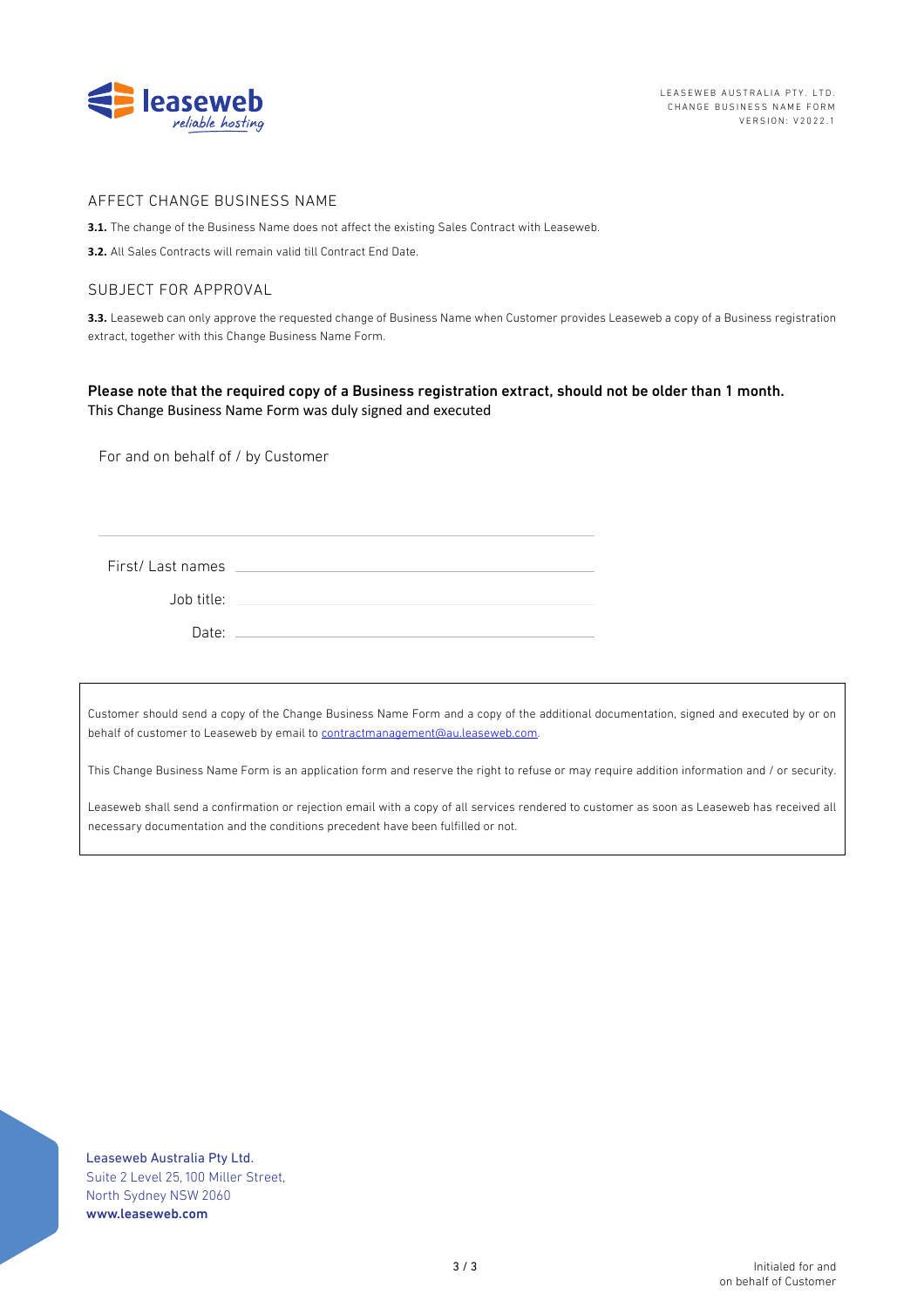## AFFECT CHANGE BUSINESS NAME

**3.1.** The change of the Business Name does not affect the existing Sales Contract with Leaseweb.

**3.2.** All Sales Contracts will remain valid till Contract End Date.

## SUBJECT FOR APPROVAL

**3.3.** Leaseweb can only approve the requested change of Business Name when Customer provides Leaseweb a copy of a Business registration extract, together with this Change Business Name Form.

**Please note that the required copy of a Business registration extract, should not be older than 1 month.**
This Change Business Name Form was duly signed and executed

For and on behalf of / by Customer

\_\_\_\_\_\_\_\_\_\_\_\_\_\_\_\_\_\_\_\_\_\_\_\_\_\_\_\_\_\_\_\_\_\_\_\_\_\_\_\_

First/ Last names \_\_\_\_\_\_\_\_\_\_\_\_\_\_\_\_\_\_\_\_\_\_\_\_\_\_\_\_\_\_

Job title: \_\_\_\_\_\_\_\_\_\_\_\_\_\_\_\_\_\_\_\_\_\_\_\_\_\_\_\_\_\_

Date: \_\_\_\_\_\_\_\_\_\_\_\_\_\_\_\_\_\_\_\_\_\_\_\_\_\_\_\_\_\_

Customer should send a copy of the Change Business Name Form and a copy of the additional documentation, signed and executed by or on behalf of customer to Leaseweb by email to contractmanagement@au.leaseweb.com.

This Change Business Name Form is an application form and reserve the right to refuse or may require addition information and / or security.

Leaseweb shall send a confirmation or rejection email with a copy of all services rendered to customer as soon as Leaseweb has received all necessary documentation and the conditions precedent have been fulfilled or not.

Leaseweb Australia Pty Ltd.
Suite 2 Level 25, 100 Miller Street,
North Sydney NSW 2060
**www.leaseweb.com**

Initialed for and on behalf of Customer